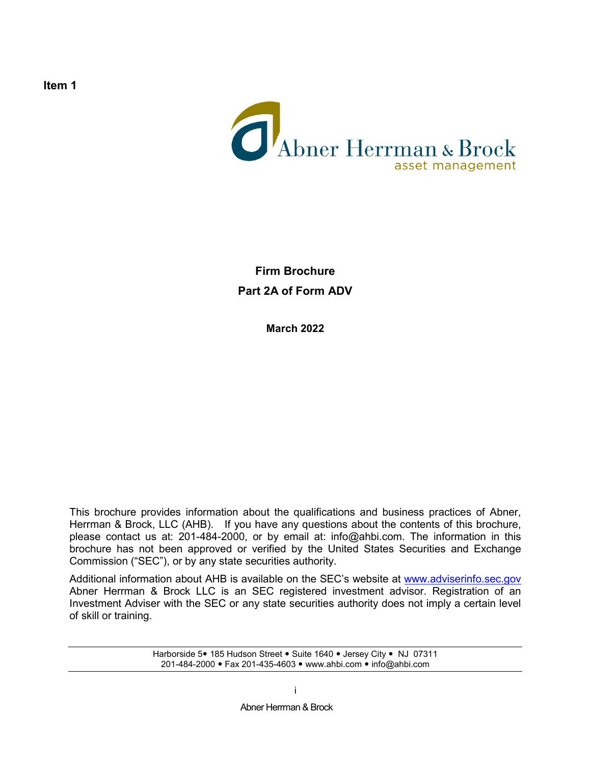**Item 1**

Abner Herrman & Brock
asset management

# Firm Brochure

## Part 2A of Form ADV

**March 2022**

This brochure provides information about the qualifications and business practices of Abner, Herrman & Brock, LLC (AHB). If you have any questions about the contents of this brochure, please contact us at: 201-484-2000, or by email at: info@ahbi.com. The information in this brochure has not been approved or verified by the United States Securities and Exchange Commission ("SEC"), or by any state securities authority.

Additional information about AHB is available on the SEC's website at www.adviserinfo.sec.gov Abner Herrman & Brock LLC is an SEC registered investment advisor. Registration of an Investment Adviser with the SEC or any state securities authority does not imply a certain level of skill or training.

Harborside 5• 185 Hudson Street • Suite 1640 • Jersey City • NJ 07311
201-484-2000 • Fax 201-435-4603 • www.ahbi.com • info@ahbi.com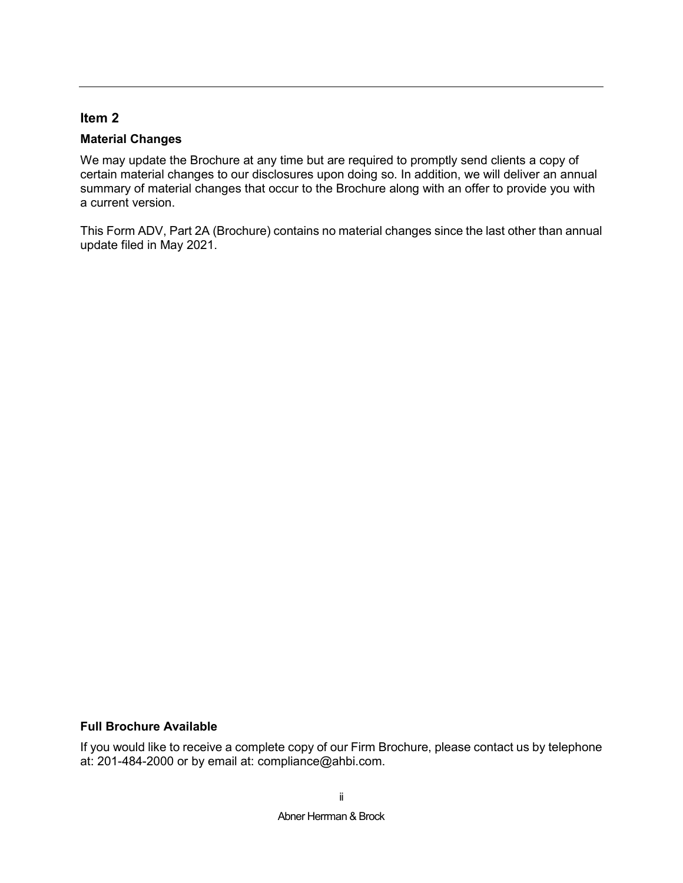## Item 2

### Material Changes

We may update the Brochure at any time but are required to promptly send clients a copy of certain material changes to our disclosures upon doing so. In addition, we will deliver an annual summary of material changes that occur to the Brochure along with an offer to provide you with a current version.

This Form ADV, Part 2A (Brochure) contains no material changes since the last other than annual update filed in May 2021.

### Full Brochure Available

If you would like to receive a complete copy of our Firm Brochure, please contact us by telephone at: 201-484-2000 or by email at: compliance@ahbi.com.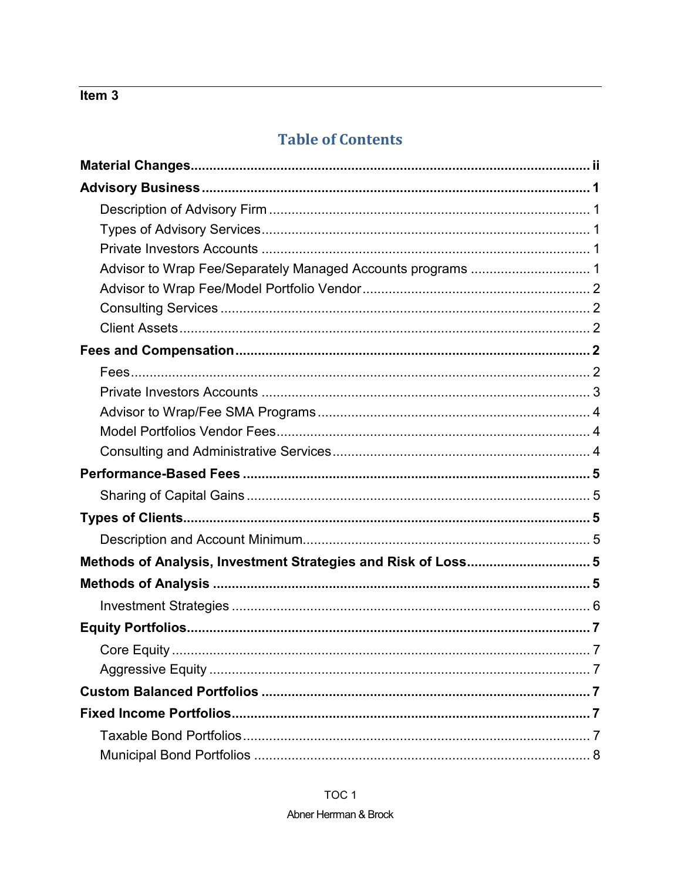## Item 3

# Table of Contents

**Material Changes** ........ ii

**Advisory Business** ........ 1

- Description of Advisory Firm ........ 1
- Types of Advisory Services ........ 1
- Private Investors Accounts ........ 1
- Advisor to Wrap Fee/Separately Managed Accounts programs ........ 1
- Advisor to Wrap Fee/Model Portfolio Vendor ........ 2
- Consulting Services ........ 2
- Client Assets ........ 2

**Fees and Compensation** ........ 2

- Fees ........ 2
- Private Investors Accounts ........ 3
- Advisor to Wrap/Fee SMA Programs ........ 4
- Model Portfolios Vendor Fees ........ 4
- Consulting and Administrative Services ........ 4

**Performance-Based Fees** ........ 5

- Sharing of Capital Gains ........ 5

**Types of Clients** ........ 5

- Description and Account Minimum ........ 5

**Methods of Analysis, Investment Strategies and Risk of Loss** ........ 5

**Methods of Analysis** ........ 5

- Investment Strategies ........ 6

**Equity Portfolios** ........ 7

- Core Equity ........ 7
- Aggressive Equity ........ 7

**Custom Balanced Portfolios** ........ 7

**Fixed Income Portfolios** ........ 7

- Taxable Bond Portfolios ........ 7
- Municipal Bond Portfolios ........ 8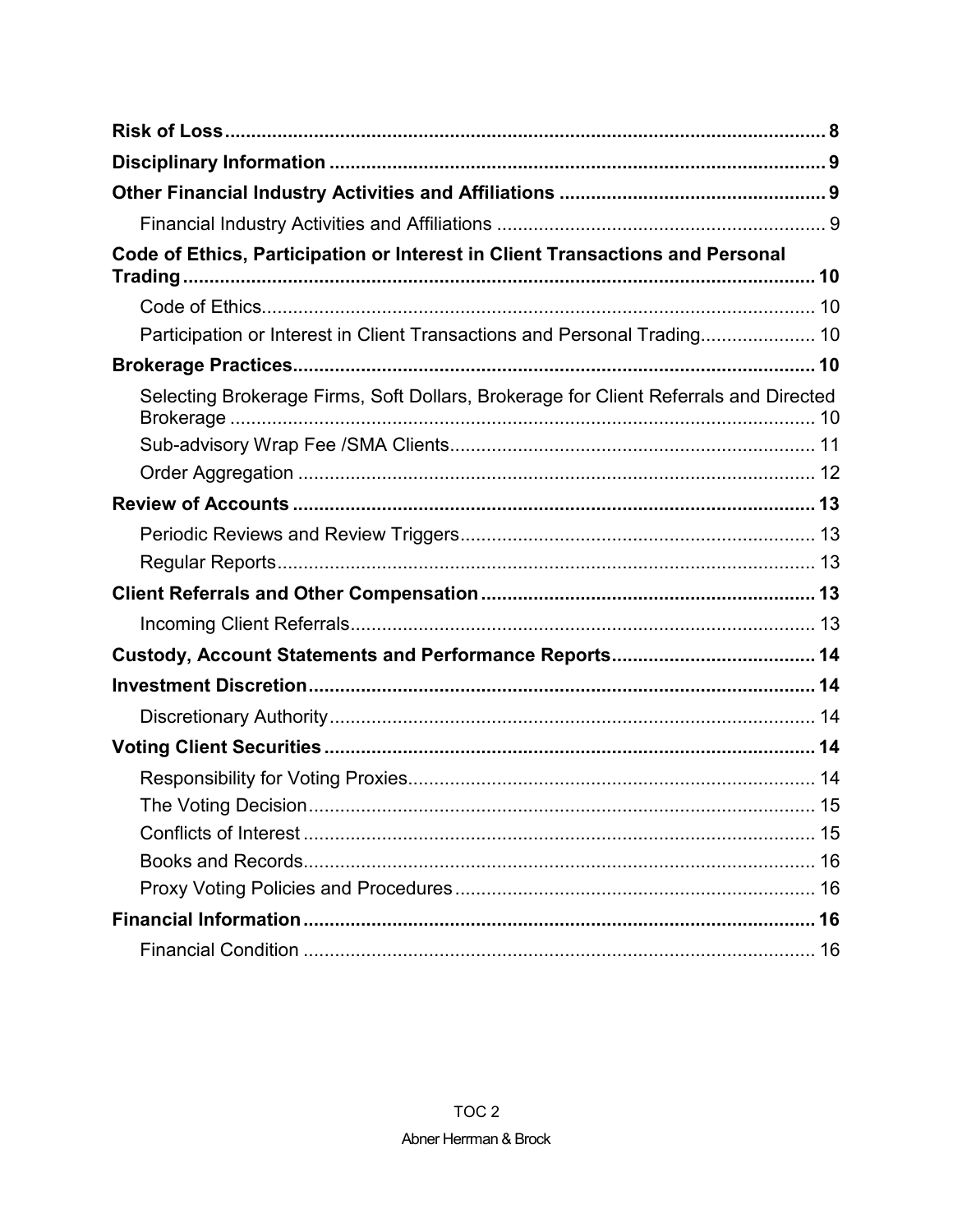**Risk of Loss** .......... **8**

**Disciplinary Information** .......... **9**

**Other Financial Industry Activities and Affiliations** .......... **9**

- Financial Industry Activities and Affiliations .......... 9

**Code of Ethics, Participation or Interest in Client Transactions and Personal Trading** .......... **10**

- Code of Ethics .......... 10
- Participation or Interest in Client Transactions and Personal Trading .......... 10

**Brokerage Practices** .......... **10**

- Selecting Brokerage Firms, Soft Dollars, Brokerage for Client Referrals and Directed Brokerage .......... 10
- Sub-advisory Wrap Fee /SMA Clients .......... 11
- Order Aggregation .......... 12

**Review of Accounts** .......... **13**

- Periodic Reviews and Review Triggers .......... 13
- Regular Reports .......... 13

**Client Referrals and Other Compensation** .......... **13**

- Incoming Client Referrals .......... 13

**Custody, Account Statements and Performance Reports** .......... **14**

**Investment Discretion** .......... **14**

- Discretionary Authority .......... 14

**Voting Client Securities** .......... **14**

- Responsibility for Voting Proxies .......... 14
- The Voting Decision .......... 15
- Conflicts of Interest .......... 15
- Books and Records .......... 16
- Proxy Voting Policies and Procedures .......... 16

**Financial Information** .......... **16**

- Financial Condition .......... 16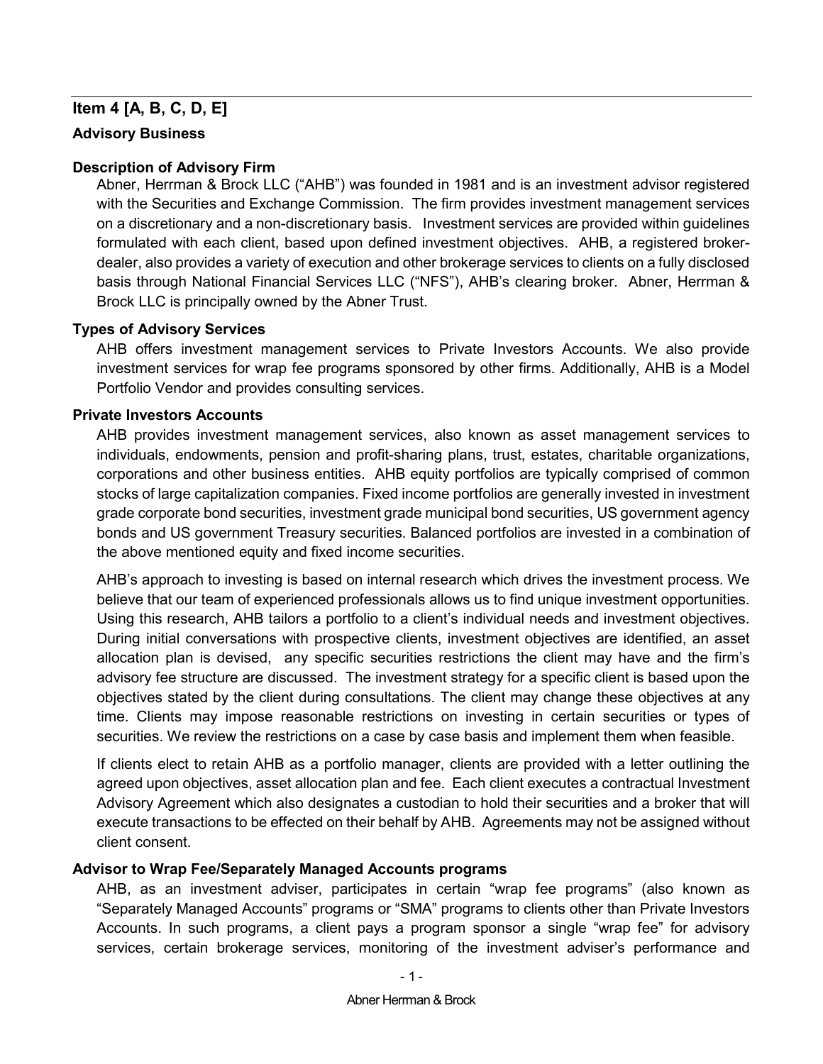## Item 4 [A, B, C, D, E]

### Advisory Business

### Description of Advisory Firm

Abner, Herrman & Brock LLC ("AHB") was founded in 1981 and is an investment advisor registered with the Securities and Exchange Commission. The firm provides investment management services on a discretionary and a non-discretionary basis. Investment services are provided within guidelines formulated with each client, based upon defined investment objectives. AHB, a registered broker-dealer, also provides a variety of execution and other brokerage services to clients on a fully disclosed basis through National Financial Services LLC ("NFS"), AHB's clearing broker. Abner, Herrman & Brock LLC is principally owned by the Abner Trust.

### Types of Advisory Services

AHB offers investment management services to Private Investors Accounts. We also provide investment services for wrap fee programs sponsored by other firms. Additionally, AHB is a Model Portfolio Vendor and provides consulting services.

### Private Investors Accounts

AHB provides investment management services, also known as asset management services to individuals, endowments, pension and profit-sharing plans, trust, estates, charitable organizations, corporations and other business entities. AHB equity portfolios are typically comprised of common stocks of large capitalization companies. Fixed income portfolios are generally invested in investment grade corporate bond securities, investment grade municipal bond securities, US government agency bonds and US government Treasury securities. Balanced portfolios are invested in a combination of the above mentioned equity and fixed income securities.

AHB's approach to investing is based on internal research which drives the investment process. We believe that our team of experienced professionals allows us to find unique investment opportunities. Using this research, AHB tailors a portfolio to a client's individual needs and investment objectives. During initial conversations with prospective clients, investment objectives are identified, an asset allocation plan is devised, any specific securities restrictions the client may have and the firm's advisory fee structure are discussed. The investment strategy for a specific client is based upon the objectives stated by the client during consultations. The client may change these objectives at any time. Clients may impose reasonable restrictions on investing in certain securities or types of securities. We review the restrictions on a case by case basis and implement them when feasible.

If clients elect to retain AHB as a portfolio manager, clients are provided with a letter outlining the agreed upon objectives, asset allocation plan and fee. Each client executes a contractual Investment Advisory Agreement which also designates a custodian to hold their securities and a broker that will execute transactions to be effected on their behalf by AHB. Agreements may not be assigned without client consent.

### Advisor to Wrap Fee/Separately Managed Accounts programs

AHB, as an investment adviser, participates in certain "wrap fee programs" (also known as "Separately Managed Accounts" programs or "SMA" programs to clients other than Private Investors Accounts. In such programs, a client pays a program sponsor a single "wrap fee" for advisory services, certain brokerage services, monitoring of the investment adviser's performance and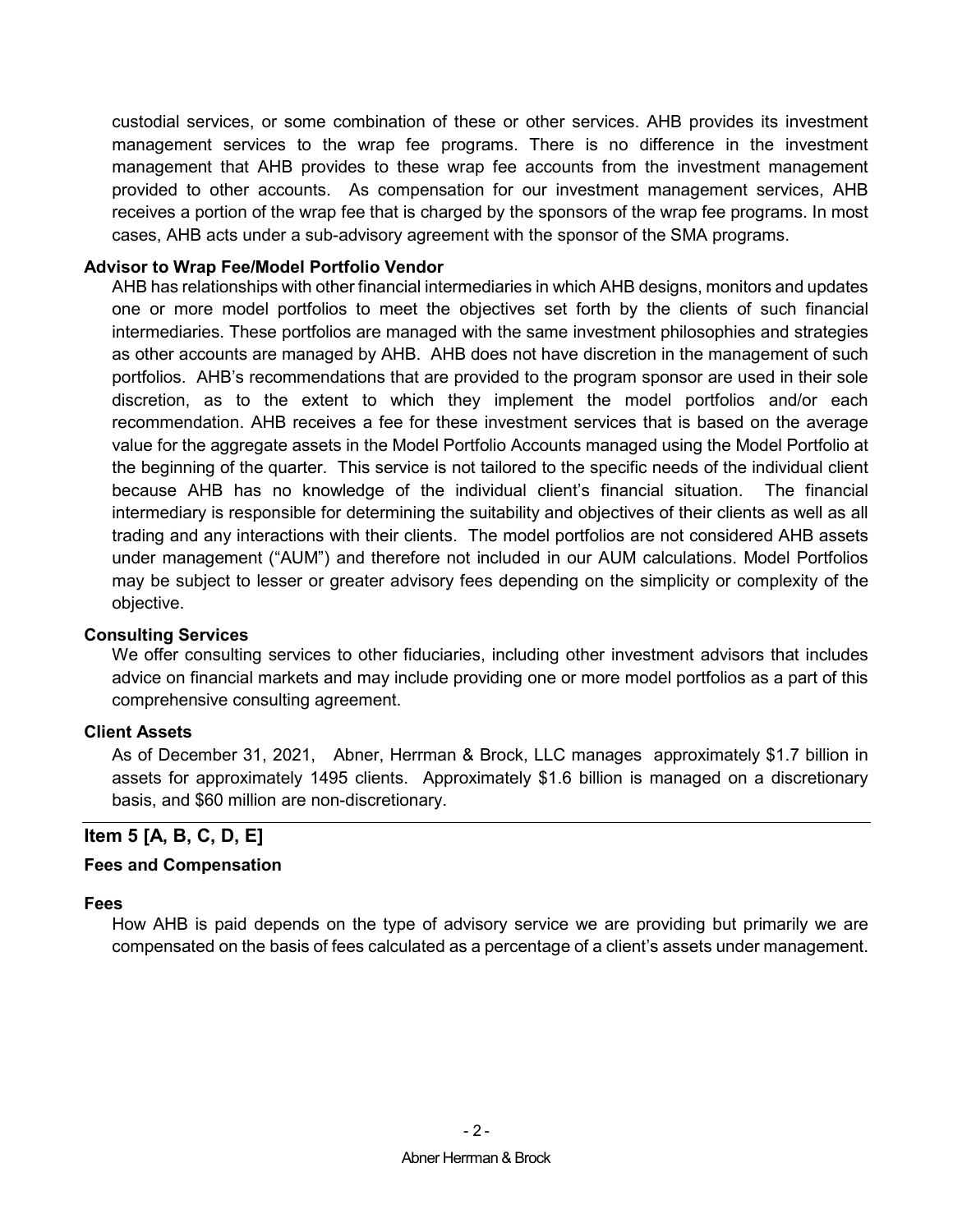custodial services, or some combination of these or other services. AHB provides its investment management services to the wrap fee programs. There is no difference in the investment management that AHB provides to these wrap fee accounts from the investment management provided to other accounts. As compensation for our investment management services, AHB receives a portion of the wrap fee that is charged by the sponsors of the wrap fee programs. In most cases, AHB acts under a sub-advisory agreement with the sponsor of the SMA programs.

**Advisor to Wrap Fee/Model Portfolio Vendor**

AHB has relationships with other financial intermediaries in which AHB designs, monitors and updates one or more model portfolios to meet the objectives set forth by the clients of such financial intermediaries. These portfolios are managed with the same investment philosophies and strategies as other accounts are managed by AHB. AHB does not have discretion in the management of such portfolios. AHB's recommendations that are provided to the program sponsor are used in their sole discretion, as to the extent to which they implement the model portfolios and/or each recommendation. AHB receives a fee for these investment services that is based on the average value for the aggregate assets in the Model Portfolio Accounts managed using the Model Portfolio at the beginning of the quarter. This service is not tailored to the specific needs of the individual client because AHB has no knowledge of the individual client's financial situation. The financial intermediary is responsible for determining the suitability and objectives of their clients as well as all trading and any interactions with their clients. The model portfolios are not considered AHB assets under management ("AUM") and therefore not included in our AUM calculations. Model Portfolios may be subject to lesser or greater advisory fees depending on the simplicity or complexity of the objective.

**Consulting Services**

We offer consulting services to other fiduciaries, including other investment advisors that includes advice on financial markets and may include providing one or more model portfolios as a part of this comprehensive consulting agreement.

**Client Assets**

As of December 31, 2021, Abner, Herrman & Brock, LLC manages approximately $1.7 billion in assets for approximately 1495 clients. Approximately $1.6 billion is managed on a discretionary basis, and $60 million are non-discretionary.

## Item 5 [A, B, C, D, E]

**Fees and Compensation**

**Fees**

How AHB is paid depends on the type of advisory service we are providing but primarily we are compensated on the basis of fees calculated as a percentage of a client's assets under management.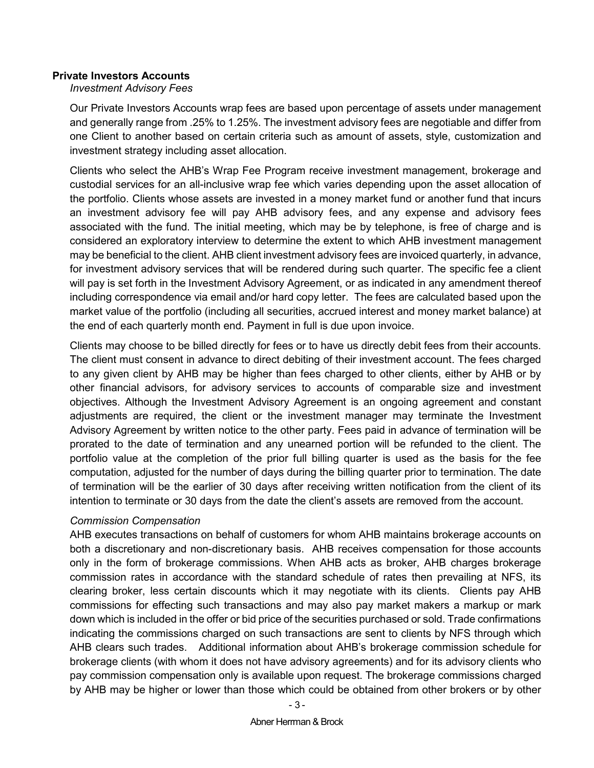**Private Investors Accounts**

*Investment Advisory Fees*

Our Private Investors Accounts wrap fees are based upon percentage of assets under management and generally range from .25% to 1.25%. The investment advisory fees are negotiable and differ from one Client to another based on certain criteria such as amount of assets, style, customization and investment strategy including asset allocation.

Clients who select the AHB's Wrap Fee Program receive investment management, brokerage and custodial services for an all-inclusive wrap fee which varies depending upon the asset allocation of the portfolio. Clients whose assets are invested in a money market fund or another fund that incurs an investment advisory fee will pay AHB advisory fees, and any expense and advisory fees associated with the fund. The initial meeting, which may be by telephone, is free of charge and is considered an exploratory interview to determine the extent to which AHB investment management may be beneficial to the client. AHB client investment advisory fees are invoiced quarterly, in advance, for investment advisory services that will be rendered during such quarter. The specific fee a client will pay is set forth in the Investment Advisory Agreement, or as indicated in any amendment thereof including correspondence via email and/or hard copy letter. The fees are calculated based upon the market value of the portfolio (including all securities, accrued interest and money market balance) at the end of each quarterly month end. Payment in full is due upon invoice.

Clients may choose to be billed directly for fees or to have us directly debit fees from their accounts. The client must consent in advance to direct debiting of their investment account. The fees charged to any given client by AHB may be higher than fees charged to other clients, either by AHB or by other financial advisors, for advisory services to accounts of comparable size and investment objectives. Although the Investment Advisory Agreement is an ongoing agreement and constant adjustments are required, the client or the investment manager may terminate the Investment Advisory Agreement by written notice to the other party. Fees paid in advance of termination will be prorated to the date of termination and any unearned portion will be refunded to the client. The portfolio value at the completion of the prior full billing quarter is used as the basis for the fee computation, adjusted for the number of days during the billing quarter prior to termination. The date of termination will be the earlier of 30 days after receiving written notification from the client of its intention to terminate or 30 days from the date the client's assets are removed from the account.

*Commission Compensation*

AHB executes transactions on behalf of customers for whom AHB maintains brokerage accounts on both a discretionary and non-discretionary basis. AHB receives compensation for those accounts only in the form of brokerage commissions. When AHB acts as broker, AHB charges brokerage commission rates in accordance with the standard schedule of rates then prevailing at NFS, its clearing broker, less certain discounts which it may negotiate with its clients. Clients pay AHB commissions for effecting such transactions and may also pay market makers a markup or mark down which is included in the offer or bid price of the securities purchased or sold. Trade confirmations indicating the commissions charged on such transactions are sent to clients by NFS through which AHB clears such trades. Additional information about AHB's brokerage commission schedule for brokerage clients (with whom it does not have advisory agreements) and for its advisory clients who pay commission compensation only is available upon request. The brokerage commissions charged by AHB may be higher or lower than those which could be obtained from other brokers or by other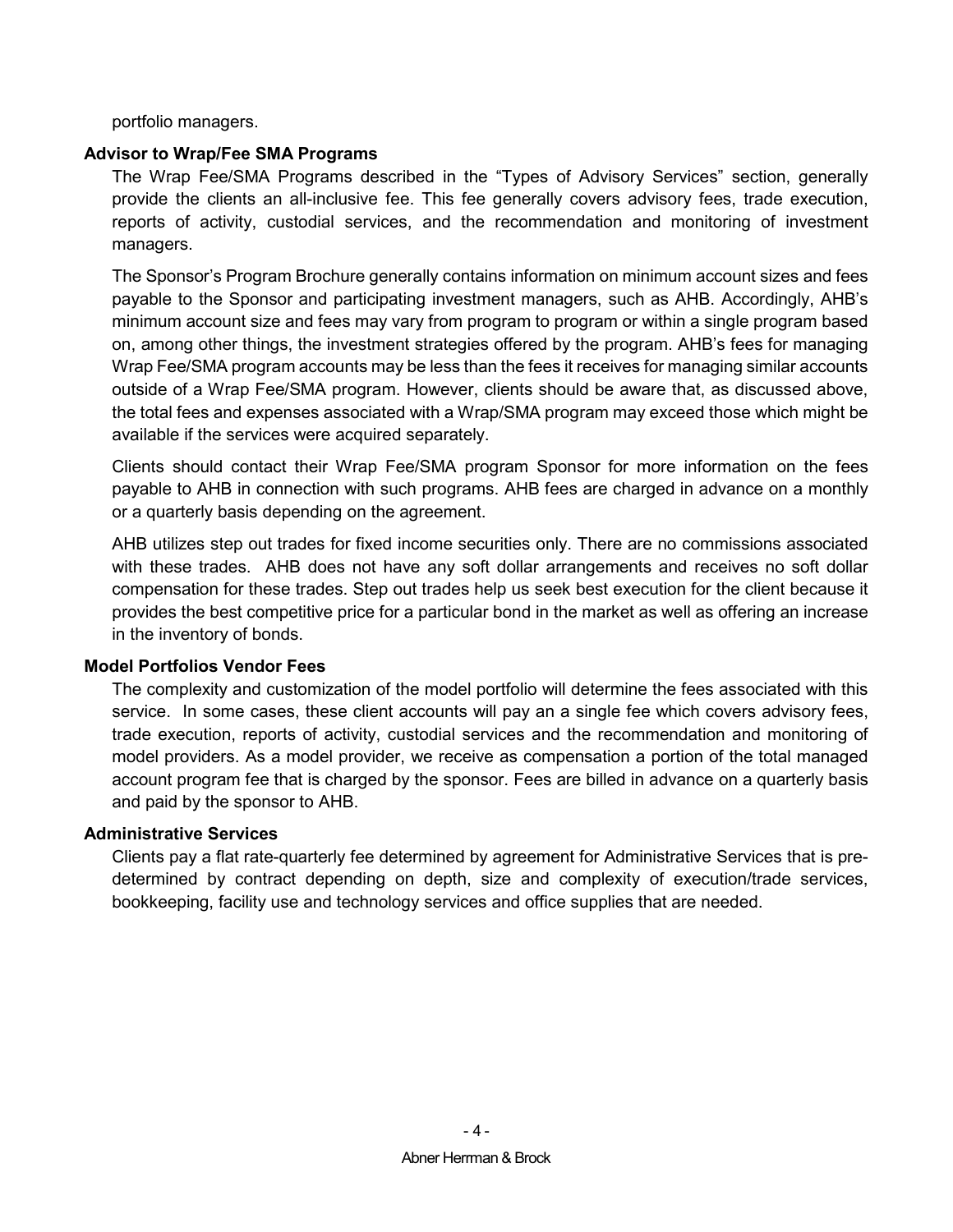portfolio managers.

**Advisor to Wrap/Fee SMA Programs**

The Wrap Fee/SMA Programs described in the "Types of Advisory Services" section, generally provide the clients an all-inclusive fee. This fee generally covers advisory fees, trade execution, reports of activity, custodial services, and the recommendation and monitoring of investment managers.

The Sponsor's Program Brochure generally contains information on minimum account sizes and fees payable to the Sponsor and participating investment managers, such as AHB. Accordingly, AHB's minimum account size and fees may vary from program to program or within a single program based on, among other things, the investment strategies offered by the program. AHB's fees for managing Wrap Fee/SMA program accounts may be less than the fees it receives for managing similar accounts outside of a Wrap Fee/SMA program. However, clients should be aware that, as discussed above, the total fees and expenses associated with a Wrap/SMA program may exceed those which might be available if the services were acquired separately.

Clients should contact their Wrap Fee/SMA program Sponsor for more information on the fees payable to AHB in connection with such programs. AHB fees are charged in advance on a monthly or a quarterly basis depending on the agreement.

AHB utilizes step out trades for fixed income securities only. There are no commissions associated with these trades. AHB does not have any soft dollar arrangements and receives no soft dollar compensation for these trades. Step out trades help us seek best execution for the client because it provides the best competitive price for a particular bond in the market as well as offering an increase in the inventory of bonds.

**Model Portfolios Vendor Fees**

The complexity and customization of the model portfolio will determine the fees associated with this service. In some cases, these client accounts will pay an a single fee which covers advisory fees, trade execution, reports of activity, custodial services and the recommendation and monitoring of model providers. As a model provider, we receive as compensation a portion of the total managed account program fee that is charged by the sponsor. Fees are billed in advance on a quarterly basis and paid by the sponsor to AHB.

**Administrative Services**

Clients pay a flat rate-quarterly fee determined by agreement for Administrative Services that is pre-determined by contract depending on depth, size and complexity of execution/trade services, bookkeeping, facility use and technology services and office supplies that are needed.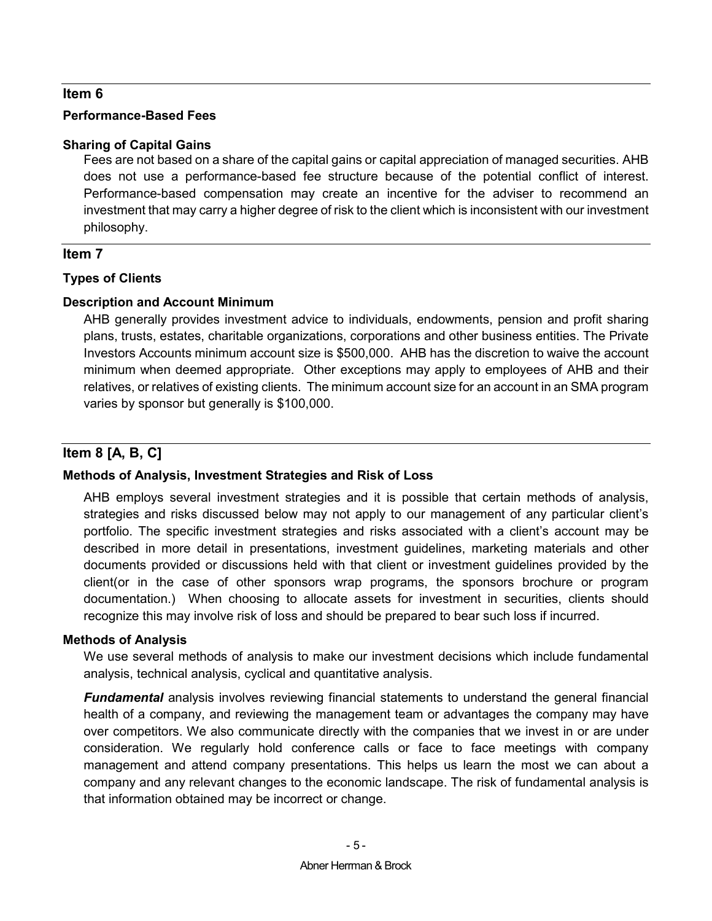## Item 6

### Performance-Based Fees

### Sharing of Capital Gains

Fees are not based on a share of the capital gains or capital appreciation of managed securities. AHB does not use a performance-based fee structure because of the potential conflict of interest. Performance-based compensation may create an incentive for the adviser to recommend an investment that may carry a higher degree of risk to the client which is inconsistent with our investment philosophy.

## Item 7

### Types of Clients

### Description and Account Minimum

AHB generally provides investment advice to individuals, endowments, pension and profit sharing plans, trusts, estates, charitable organizations, corporations and other business entities. The Private Investors Accounts minimum account size is $500,000. AHB has the discretion to waive the account minimum when deemed appropriate. Other exceptions may apply to employees of AHB and their relatives, or relatives of existing clients. The minimum account size for an account in an SMA program varies by sponsor but generally is $100,000.

## Item 8 [A, B, C]

### Methods of Analysis, Investment Strategies and Risk of Loss

AHB employs several investment strategies and it is possible that certain methods of analysis, strategies and risks discussed below may not apply to our management of any particular client's portfolio. The specific investment strategies and risks associated with a client's account may be described in more detail in presentations, investment guidelines, marketing materials and other documents provided or discussions held with that client or investment guidelines provided by the client(or in the case of other sponsors wrap programs, the sponsors brochure or program documentation.) When choosing to allocate assets for investment in securities, clients should recognize this may involve risk of loss and should be prepared to bear such loss if incurred.

### Methods of Analysis

We use several methods of analysis to make our investment decisions which include fundamental analysis, technical analysis, cyclical and quantitative analysis.

***Fundamental*** analysis involves reviewing financial statements to understand the general financial health of a company, and reviewing the management team or advantages the company may have over competitors. We also communicate directly with the companies that we invest in or are under consideration. We regularly hold conference calls or face to face meetings with company management and attend company presentations. This helps us learn the most we can about a company and any relevant changes to the economic landscape. The risk of fundamental analysis is that information obtained may be incorrect or change.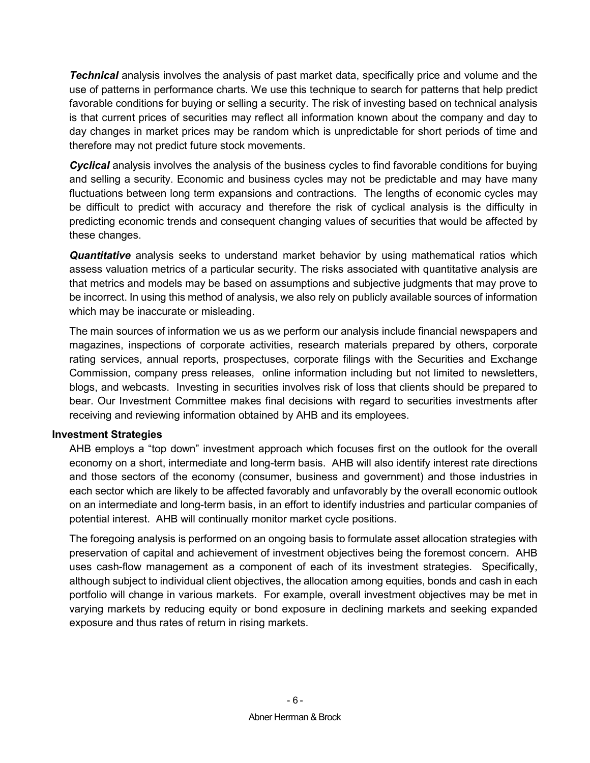***Technical*** analysis involves the analysis of past market data, specifically price and volume and the use of patterns in performance charts. We use this technique to search for patterns that help predict favorable conditions for buying or selling a security. The risk of investing based on technical analysis is that current prices of securities may reflect all information known about the company and day to day changes in market prices may be random which is unpredictable for short periods of time and therefore may not predict future stock movements.

***Cyclical*** analysis involves the analysis of the business cycles to find favorable conditions for buying and selling a security. Economic and business cycles may not be predictable and may have many fluctuations between long term expansions and contractions. The lengths of economic cycles may be difficult to predict with accuracy and therefore the risk of cyclical analysis is the difficulty in predicting economic trends and consequent changing values of securities that would be affected by these changes.

***Quantitative*** analysis seeks to understand market behavior by using mathematical ratios which assess valuation metrics of a particular security. The risks associated with quantitative analysis are that metrics and models may be based on assumptions and subjective judgments that may prove to be incorrect. In using this method of analysis, we also rely on publicly available sources of information which may be inaccurate or misleading.

The main sources of information we us as we perform our analysis include financial newspapers and magazines, inspections of corporate activities, research materials prepared by others, corporate rating services, annual reports, prospectuses, corporate filings with the Securities and Exchange Commission, company press releases, online information including but not limited to newsletters, blogs, and webcasts. Investing in securities involves risk of loss that clients should be prepared to bear. Our Investment Committee makes final decisions with regard to securities investments after receiving and reviewing information obtained by AHB and its employees.

**Investment Strategies**

AHB employs a "top down" investment approach which focuses first on the outlook for the overall economy on a short, intermediate and long-term basis. AHB will also identify interest rate directions and those sectors of the economy (consumer, business and government) and those industries in each sector which are likely to be affected favorably and unfavorably by the overall economic outlook on an intermediate and long-term basis, in an effort to identify industries and particular companies of potential interest. AHB will continually monitor market cycle positions.

The foregoing analysis is performed on an ongoing basis to formulate asset allocation strategies with preservation of capital and achievement of investment objectives being the foremost concern. AHB uses cash-flow management as a component of each of its investment strategies. Specifically, although subject to individual client objectives, the allocation among equities, bonds and cash in each portfolio will change in various markets. For example, overall investment objectives may be met in varying markets by reducing equity or bond exposure in declining markets and seeking expanded exposure and thus rates of return in rising markets.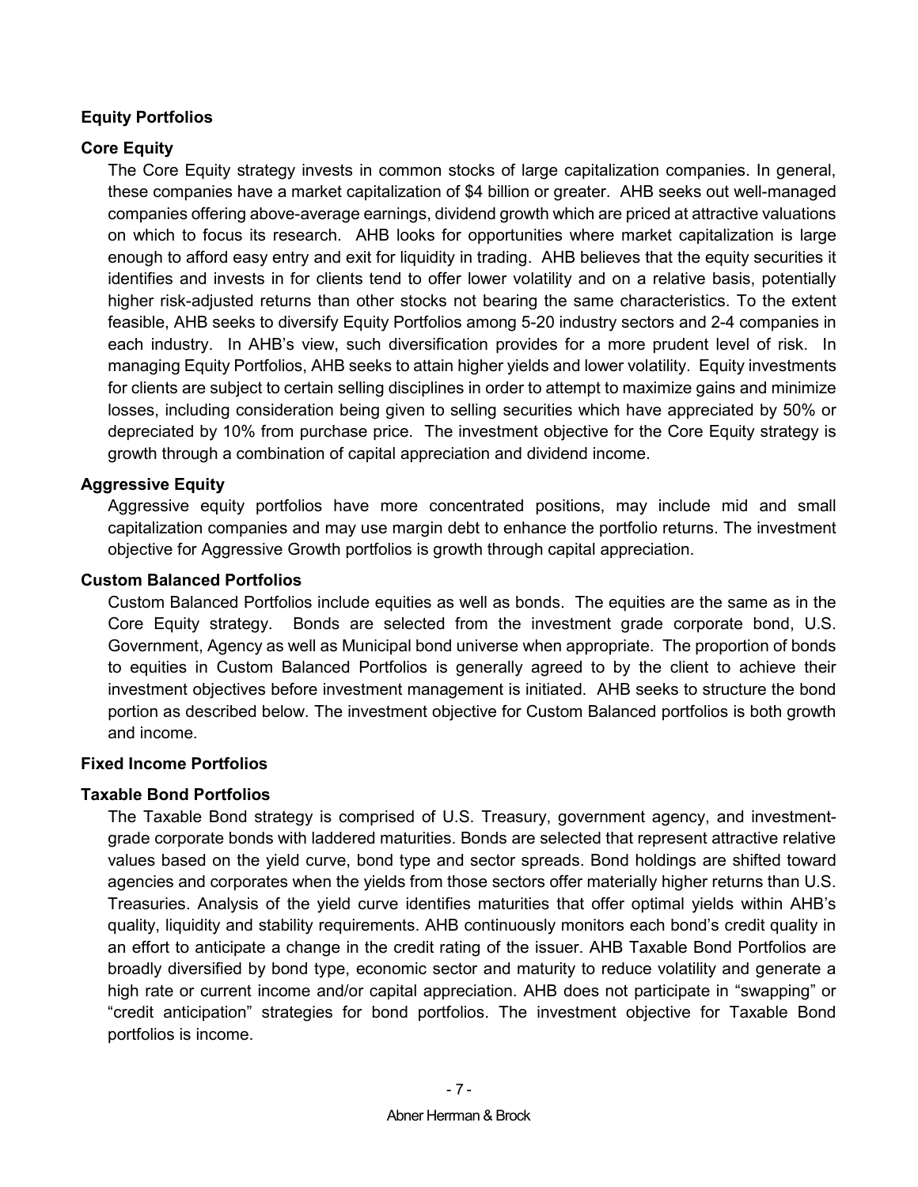## Equity Portfolios

### Core Equity

The Core Equity strategy invests in common stocks of large capitalization companies. In general, these companies have a market capitalization of $4 billion or greater. AHB seeks out well-managed companies offering above-average earnings, dividend growth which are priced at attractive valuations on which to focus its research. AHB looks for opportunities where market capitalization is large enough to afford easy entry and exit for liquidity in trading. AHB believes that the equity securities it identifies and invests in for clients tend to offer lower volatility and on a relative basis, potentially higher risk-adjusted returns than other stocks not bearing the same characteristics. To the extent feasible, AHB seeks to diversify Equity Portfolios among 5-20 industry sectors and 2-4 companies in each industry. In AHB's view, such diversification provides for a more prudent level of risk. In managing Equity Portfolios, AHB seeks to attain higher yields and lower volatility. Equity investments for clients are subject to certain selling disciplines in order to attempt to maximize gains and minimize losses, including consideration being given to selling securities which have appreciated by 50% or depreciated by 10% from purchase price. The investment objective for the Core Equity strategy is growth through a combination of capital appreciation and dividend income.

### Aggressive Equity

Aggressive equity portfolios have more concentrated positions, may include mid and small capitalization companies and may use margin debt to enhance the portfolio returns. The investment objective for Aggressive Growth portfolios is growth through capital appreciation.

### Custom Balanced Portfolios

Custom Balanced Portfolios include equities as well as bonds. The equities are the same as in the Core Equity strategy. Bonds are selected from the investment grade corporate bond, U.S. Government, Agency as well as Municipal bond universe when appropriate. The proportion of bonds to equities in Custom Balanced Portfolios is generally agreed to by the client to achieve their investment objectives before investment management is initiated. AHB seeks to structure the bond portion as described below. The investment objective for Custom Balanced portfolios is both growth and income.

## Fixed Income Portfolios

### Taxable Bond Portfolios

The Taxable Bond strategy is comprised of U.S. Treasury, government agency, and investment-grade corporate bonds with laddered maturities. Bonds are selected that represent attractive relative values based on the yield curve, bond type and sector spreads. Bond holdings are shifted toward agencies and corporates when the yields from those sectors offer materially higher returns than U.S. Treasuries. Analysis of the yield curve identifies maturities that offer optimal yields within AHB's quality, liquidity and stability requirements. AHB continuously monitors each bond's credit quality in an effort to anticipate a change in the credit rating of the issuer. AHB Taxable Bond Portfolios are broadly diversified by bond type, economic sector and maturity to reduce volatility and generate a high rate or current income and/or capital appreciation. AHB does not participate in "swapping" or "credit anticipation" strategies for bond portfolios. The investment objective for Taxable Bond portfolios is income.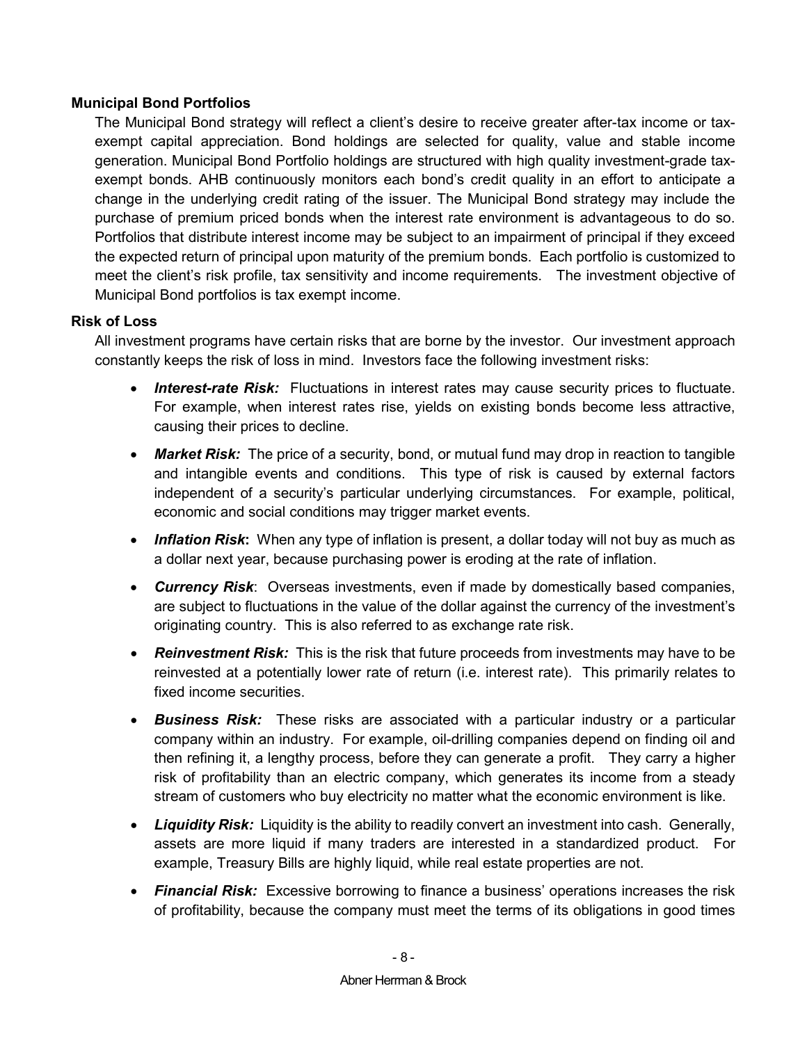### Municipal Bond Portfolios

The Municipal Bond strategy will reflect a client's desire to receive greater after-tax income or tax-exempt capital appreciation. Bond holdings are selected for quality, value and stable income generation. Municipal Bond Portfolio holdings are structured with high quality investment-grade tax-exempt bonds. AHB continuously monitors each bond's credit quality in an effort to anticipate a change in the underlying credit rating of the issuer. The Municipal Bond strategy may include the purchase of premium priced bonds when the interest rate environment is advantageous to do so. Portfolios that distribute interest income may be subject to an impairment of principal if they exceed the expected return of principal upon maturity of the premium bonds. Each portfolio is customized to meet the client's risk profile, tax sensitivity and income requirements. The investment objective of Municipal Bond portfolios is tax exempt income.

### Risk of Loss

All investment programs have certain risks that are borne by the investor. Our investment approach constantly keeps the risk of loss in mind. Investors face the following investment risks:

- ***Interest-rate Risk:*** Fluctuations in interest rates may cause security prices to fluctuate. For example, when interest rates rise, yields on existing bonds become less attractive, causing their prices to decline.
- ***Market Risk:*** The price of a security, bond, or mutual fund may drop in reaction to tangible and intangible events and conditions. This type of risk is caused by external factors independent of a security's particular underlying circumstances. For example, political, economic and social conditions may trigger market events.
- ***Inflation Risk*:** When any type of inflation is present, a dollar today will not buy as much as a dollar next year, because purchasing power is eroding at the rate of inflation.
- ***Currency Risk***: Overseas investments, even if made by domestically based companies, are subject to fluctuations in the value of the dollar against the currency of the investment's originating country. This is also referred to as exchange rate risk.
- ***Reinvestment Risk:*** This is the risk that future proceeds from investments may have to be reinvested at a potentially lower rate of return (i.e. interest rate). This primarily relates to fixed income securities.
- ***Business Risk:*** These risks are associated with a particular industry or a particular company within an industry. For example, oil-drilling companies depend on finding oil and then refining it, a lengthy process, before they can generate a profit. They carry a higher risk of profitability than an electric company, which generates its income from a steady stream of customers who buy electricity no matter what the economic environment is like.
- ***Liquidity Risk:*** Liquidity is the ability to readily convert an investment into cash. Generally, assets are more liquid if many traders are interested in a standardized product. For example, Treasury Bills are highly liquid, while real estate properties are not.
- ***Financial Risk:*** Excessive borrowing to finance a business' operations increases the risk of profitability, because the company must meet the terms of its obligations in good times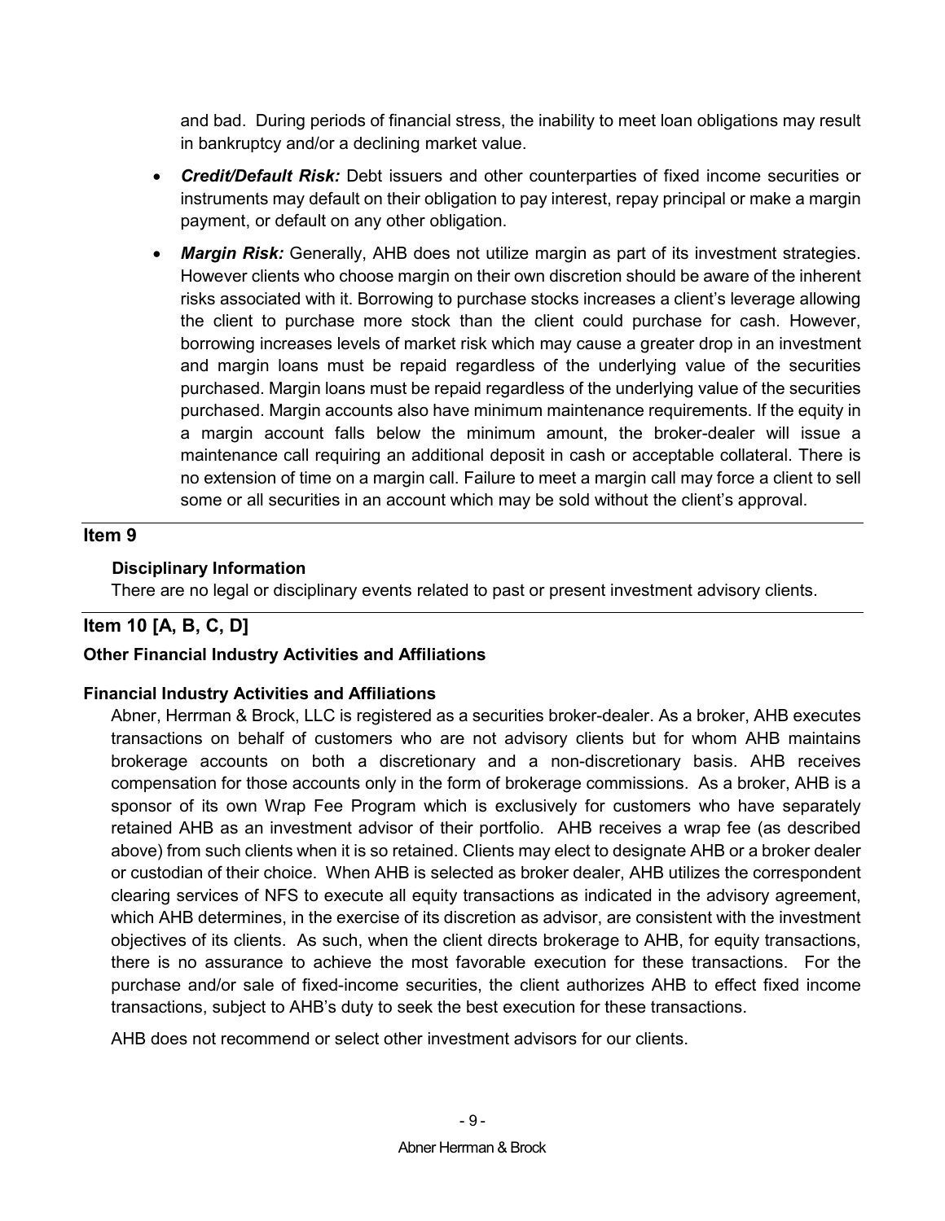and bad. During periods of financial stress, the inability to meet loan obligations may result in bankruptcy and/or a declining market value.

- ***Credit/Default Risk:*** Debt issuers and other counterparties of fixed income securities or instruments may default on their obligation to pay interest, repay principal or make a margin payment, or default on any other obligation.
- ***Margin Risk:*** Generally, AHB does not utilize margin as part of its investment strategies. However clients who choose margin on their own discretion should be aware of the inherent risks associated with it. Borrowing to purchase stocks increases a client's leverage allowing the client to purchase more stock than the client could purchase for cash. However, borrowing increases levels of market risk which may cause a greater drop in an investment and margin loans must be repaid regardless of the underlying value of the securities purchased. Margin loans must be repaid regardless of the underlying value of the securities purchased. Margin accounts also have minimum maintenance requirements. If the equity in a margin account falls below the minimum amount, the broker-dealer will issue a maintenance call requiring an additional deposit in cash or acceptable collateral. There is no extension of time on a margin call. Failure to meet a margin call may force a client to sell some or all securities in an account which may be sold without the client's approval.

## Item 9

### Disciplinary Information

There are no legal or disciplinary events related to past or present investment advisory clients.

## Item 10 [A, B, C, D]

### Other Financial Industry Activities and Affiliations

### Financial Industry Activities and Affiliations

Abner, Herrman & Brock, LLC is registered as a securities broker-dealer. As a broker, AHB executes transactions on behalf of customers who are not advisory clients but for whom AHB maintains brokerage accounts on both a discretionary and a non-discretionary basis. AHB receives compensation for those accounts only in the form of brokerage commissions. As a broker, AHB is a sponsor of its own Wrap Fee Program which is exclusively for customers who have separately retained AHB as an investment advisor of their portfolio. AHB receives a wrap fee (as described above) from such clients when it is so retained. Clients may elect to designate AHB or a broker dealer or custodian of their choice. When AHB is selected as broker dealer, AHB utilizes the correspondent clearing services of NFS to execute all equity transactions as indicated in the advisory agreement, which AHB determines, in the exercise of its discretion as advisor, are consistent with the investment objectives of its clients. As such, when the client directs brokerage to AHB, for equity transactions, there is no assurance to achieve the most favorable execution for these transactions. For the purchase and/or sale of fixed-income securities, the client authorizes AHB to effect fixed income transactions, subject to AHB's duty to seek the best execution for these transactions.

AHB does not recommend or select other investment advisors for our clients.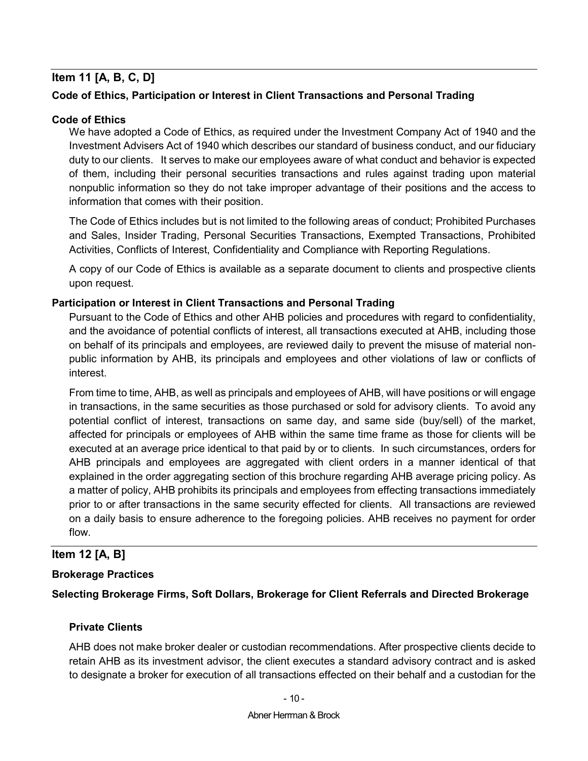## Item 11 [A, B, C, D]

### Code of Ethics, Participation or Interest in Client Transactions and Personal Trading

#### Code of Ethics

We have adopted a Code of Ethics, as required under the Investment Company Act of 1940 and the Investment Advisers Act of 1940 which describes our standard of business conduct, and our fiduciary duty to our clients. It serves to make our employees aware of what conduct and behavior is expected of them, including their personal securities transactions and rules against trading upon material nonpublic information so they do not take improper advantage of their positions and the access to information that comes with their position.

The Code of Ethics includes but is not limited to the following areas of conduct; Prohibited Purchases and Sales, Insider Trading, Personal Securities Transactions, Exempted Transactions, Prohibited Activities, Conflicts of Interest, Confidentiality and Compliance with Reporting Regulations.

A copy of our Code of Ethics is available as a separate document to clients and prospective clients upon request.

#### Participation or Interest in Client Transactions and Personal Trading

Pursuant to the Code of Ethics and other AHB policies and procedures with regard to confidentiality, and the avoidance of potential conflicts of interest, all transactions executed at AHB, including those on behalf of its principals and employees, are reviewed daily to prevent the misuse of material non-public information by AHB, its principals and employees and other violations of law or conflicts of interest.

From time to time, AHB, as well as principals and employees of AHB, will have positions or will engage in transactions, in the same securities as those purchased or sold for advisory clients. To avoid any potential conflict of interest, transactions on same day, and same side (buy/sell) of the market, affected for principals or employees of AHB within the same time frame as those for clients will be executed at an average price identical to that paid by or to clients. In such circumstances, orders for AHB principals and employees are aggregated with client orders in a manner identical of that explained in the order aggregating section of this brochure regarding AHB average pricing policy. As a matter of policy, AHB prohibits its principals and employees from effecting transactions immediately prior to or after transactions in the same security effected for clients. All transactions are reviewed on a daily basis to ensure adherence to the foregoing policies. AHB receives no payment for order flow.

## Item 12 [A, B]

### Brokerage Practices

### Selecting Brokerage Firms, Soft Dollars, Brokerage for Client Referrals and Directed Brokerage

#### Private Clients

AHB does not make broker dealer or custodian recommendations. After prospective clients decide to retain AHB as its investment advisor, the client executes a standard advisory contract and is asked to designate a broker for execution of all transactions effected on their behalf and a custodian for the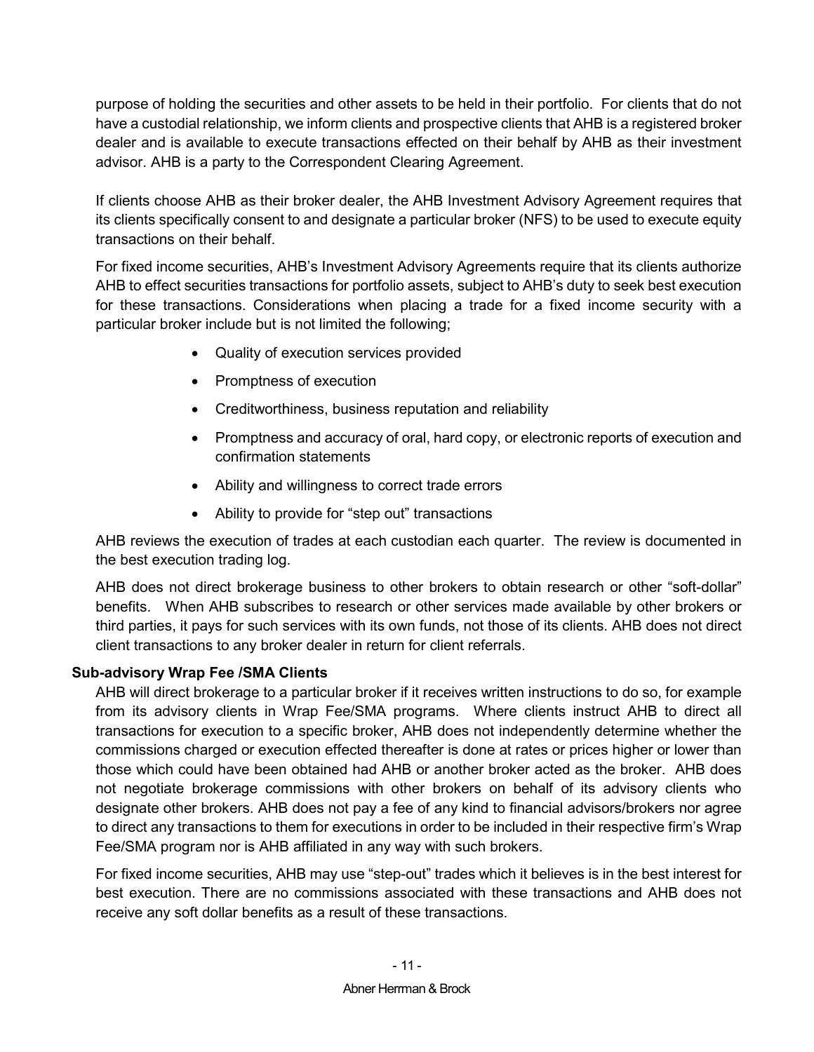purpose of holding the securities and other assets to be held in their portfolio. For clients that do not have a custodial relationship, we inform clients and prospective clients that AHB is a registered broker dealer and is available to execute transactions effected on their behalf by AHB as their investment advisor. AHB is a party to the Correspondent Clearing Agreement.

If clients choose AHB as their broker dealer, the AHB Investment Advisory Agreement requires that its clients specifically consent to and designate a particular broker (NFS) to be used to execute equity transactions on their behalf.

For fixed income securities, AHB's Investment Advisory Agreements require that its clients authorize AHB to effect securities transactions for portfolio assets, subject to AHB's duty to seek best execution for these transactions. Considerations when placing a trade for a fixed income security with a particular broker include but is not limited the following;

- Quality of execution services provided
- Promptness of execution
- Creditworthiness, business reputation and reliability
- Promptness and accuracy of oral, hard copy, or electronic reports of execution and confirmation statements
- Ability and willingness to correct trade errors
- Ability to provide for "step out" transactions

AHB reviews the execution of trades at each custodian each quarter. The review is documented in the best execution trading log.

AHB does not direct brokerage business to other brokers to obtain research or other "soft-dollar" benefits. When AHB subscribes to research or other services made available by other brokers or third parties, it pays for such services with its own funds, not those of its clients. AHB does not direct client transactions to any broker dealer in return for client referrals.

**Sub-advisory Wrap Fee /SMA Clients**

AHB will direct brokerage to a particular broker if it receives written instructions to do so, for example from its advisory clients in Wrap Fee/SMA programs. Where clients instruct AHB to direct all transactions for execution to a specific broker, AHB does not independently determine whether the commissions charged or execution effected thereafter is done at rates or prices higher or lower than those which could have been obtained had AHB or another broker acted as the broker. AHB does not negotiate brokerage commissions with other brokers on behalf of its advisory clients who designate other brokers. AHB does not pay a fee of any kind to financial advisors/brokers nor agree to direct any transactions to them for executions in order to be included in their respective firm's Wrap Fee/SMA program nor is AHB affiliated in any way with such brokers.

For fixed income securities, AHB may use "step-out" trades which it believes is in the best interest for best execution. There are no commissions associated with these transactions and AHB does not receive any soft dollar benefits as a result of these transactions.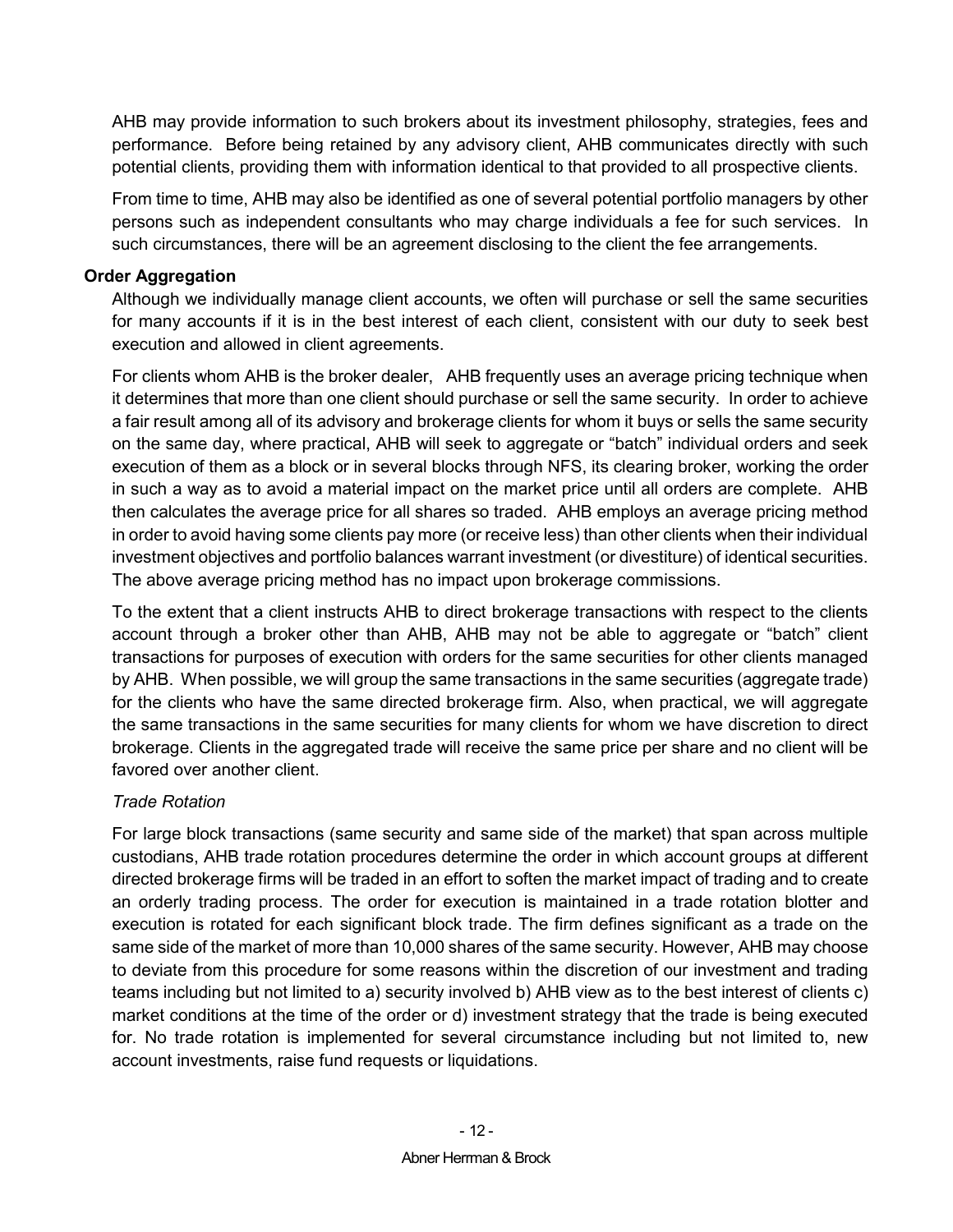AHB may provide information to such brokers about its investment philosophy, strategies, fees and performance. Before being retained by any advisory client, AHB communicates directly with such potential clients, providing them with information identical to that provided to all prospective clients.

From time to time, AHB may also be identified as one of several potential portfolio managers by other persons such as independent consultants who may charge individuals a fee for such services. In such circumstances, there will be an agreement disclosing to the client the fee arrangements.

**Order Aggregation**

Although we individually manage client accounts, we often will purchase or sell the same securities for many accounts if it is in the best interest of each client, consistent with our duty to seek best execution and allowed in client agreements.

For clients whom AHB is the broker dealer, AHB frequently uses an average pricing technique when it determines that more than one client should purchase or sell the same security. In order to achieve a fair result among all of its advisory and brokerage clients for whom it buys or sells the same security on the same day, where practical, AHB will seek to aggregate or "batch" individual orders and seek execution of them as a block or in several blocks through NFS, its clearing broker, working the order in such a way as to avoid a material impact on the market price until all orders are complete. AHB then calculates the average price for all shares so traded. AHB employs an average pricing method in order to avoid having some clients pay more (or receive less) than other clients when their individual investment objectives and portfolio balances warrant investment (or divestiture) of identical securities. The above average pricing method has no impact upon brokerage commissions.

To the extent that a client instructs AHB to direct brokerage transactions with respect to the clients account through a broker other than AHB, AHB may not be able to aggregate or "batch" client transactions for purposes of execution with orders for the same securities for other clients managed by AHB. When possible, we will group the same transactions in the same securities (aggregate trade) for the clients who have the same directed brokerage firm. Also, when practical, we will aggregate the same transactions in the same securities for many clients for whom we have discretion to direct brokerage. Clients in the aggregated trade will receive the same price per share and no client will be favored over another client.

*Trade Rotation*

For large block transactions (same security and same side of the market) that span across multiple custodians, AHB trade rotation procedures determine the order in which account groups at different directed brokerage firms will be traded in an effort to soften the market impact of trading and to create an orderly trading process. The order for execution is maintained in a trade rotation blotter and execution is rotated for each significant block trade. The firm defines significant as a trade on the same side of the market of more than 10,000 shares of the same security. However, AHB may choose to deviate from this procedure for some reasons within the discretion of our investment and trading teams including but not limited to a) security involved b) AHB view as to the best interest of clients c) market conditions at the time of the order or d) investment strategy that the trade is being executed for. No trade rotation is implemented for several circumstance including but not limited to, new account investments, raise fund requests or liquidations.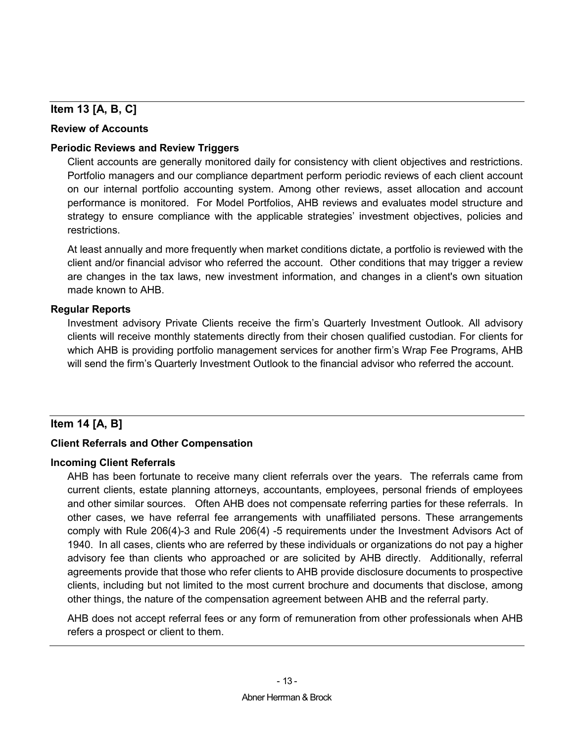## Item 13 [A, B, C]

### Review of Accounts

### Periodic Reviews and Review Triggers

Client accounts are generally monitored daily for consistency with client objectives and restrictions. Portfolio managers and our compliance department perform periodic reviews of each client account on our internal portfolio accounting system. Among other reviews, asset allocation and account performance is monitored. For Model Portfolios, AHB reviews and evaluates model structure and strategy to ensure compliance with the applicable strategies' investment objectives, policies and restrictions.

At least annually and more frequently when market conditions dictate, a portfolio is reviewed with the client and/or financial advisor who referred the account. Other conditions that may trigger a review are changes in the tax laws, new investment information, and changes in a client's own situation made known to AHB.

### Regular Reports

Investment advisory Private Clients receive the firm's Quarterly Investment Outlook. All advisory clients will receive monthly statements directly from their chosen qualified custodian. For clients for which AHB is providing portfolio management services for another firm's Wrap Fee Programs, AHB will send the firm's Quarterly Investment Outlook to the financial advisor who referred the account.

## Item 14 [A, B]

### Client Referrals and Other Compensation

### Incoming Client Referrals

AHB has been fortunate to receive many client referrals over the years. The referrals came from current clients, estate planning attorneys, accountants, employees, personal friends of employees and other similar sources. Often AHB does not compensate referring parties for these referrals. In other cases, we have referral fee arrangements with unaffiliated persons. These arrangements comply with Rule 206(4)-3 and Rule 206(4) -5 requirements under the Investment Advisors Act of 1940. In all cases, clients who are referred by these individuals or organizations do not pay a higher advisory fee than clients who approached or are solicited by AHB directly. Additionally, referral agreements provide that those who refer clients to AHB provide disclosure documents to prospective clients, including but not limited to the most current brochure and documents that disclose, among other things, the nature of the compensation agreement between AHB and the referral party.

AHB does not accept referral fees or any form of remuneration from other professionals when AHB refers a prospect or client to them.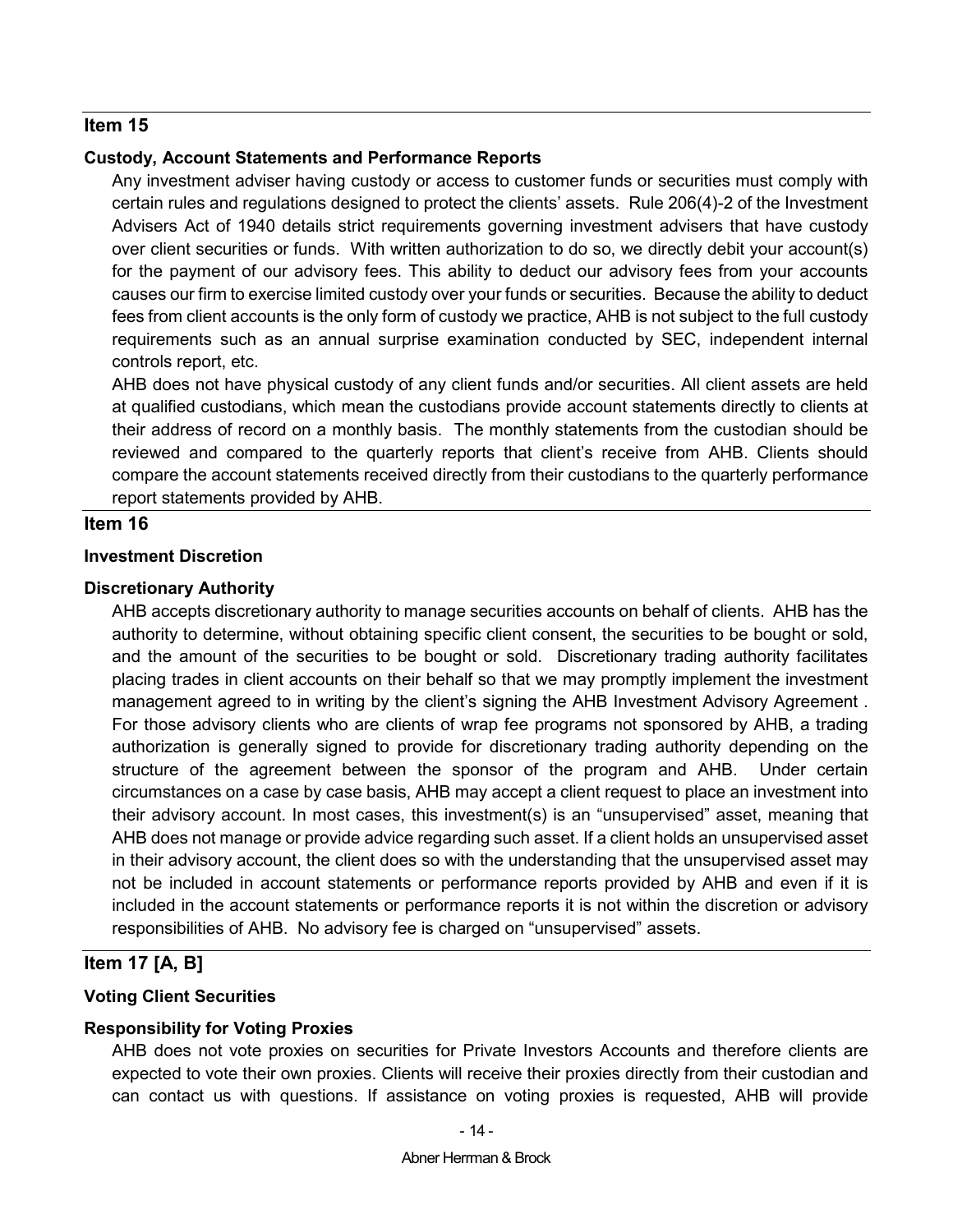## Item 15

### Custody, Account Statements and Performance Reports

Any investment adviser having custody or access to customer funds or securities must comply with certain rules and regulations designed to protect the clients' assets. Rule 206(4)-2 of the Investment Advisers Act of 1940 details strict requirements governing investment advisers that have custody over client securities or funds. With written authorization to do so, we directly debit your account(s) for the payment of our advisory fees. This ability to deduct our advisory fees from your accounts causes our firm to exercise limited custody over your funds or securities. Because the ability to deduct fees from client accounts is the only form of custody we practice, AHB is not subject to the full custody requirements such as an annual surprise examination conducted by SEC, independent internal controls report, etc.

AHB does not have physical custody of any client funds and/or securities. All client assets are held at qualified custodians, which mean the custodians provide account statements directly to clients at their address of record on a monthly basis. The monthly statements from the custodian should be reviewed and compared to the quarterly reports that client's receive from AHB. Clients should compare the account statements received directly from their custodians to the quarterly performance report statements provided by AHB.

## Item 16

### Investment Discretion

### Discretionary Authority

AHB accepts discretionary authority to manage securities accounts on behalf of clients. AHB has the authority to determine, without obtaining specific client consent, the securities to be bought or sold, and the amount of the securities to be bought or sold. Discretionary trading authority facilitates placing trades in client accounts on their behalf so that we may promptly implement the investment management agreed to in writing by the client's signing the AHB Investment Advisory Agreement . For those advisory clients who are clients of wrap fee programs not sponsored by AHB, a trading authorization is generally signed to provide for discretionary trading authority depending on the structure of the agreement between the sponsor of the program and AHB. Under certain circumstances on a case by case basis, AHB may accept a client request to place an investment into their advisory account. In most cases, this investment(s) is an "unsupervised" asset, meaning that AHB does not manage or provide advice regarding such asset. If a client holds an unsupervised asset in their advisory account, the client does so with the understanding that the unsupervised asset may not be included in account statements or performance reports provided by AHB and even if it is included in the account statements or performance reports it is not within the discretion or advisory responsibilities of AHB. No advisory fee is charged on "unsupervised" assets.

## Item 17 [A, B]

### Voting Client Securities

### Responsibility for Voting Proxies

AHB does not vote proxies on securities for Private Investors Accounts and therefore clients are expected to vote their own proxies. Clients will receive their proxies directly from their custodian and can contact us with questions. If assistance on voting proxies is requested, AHB will provide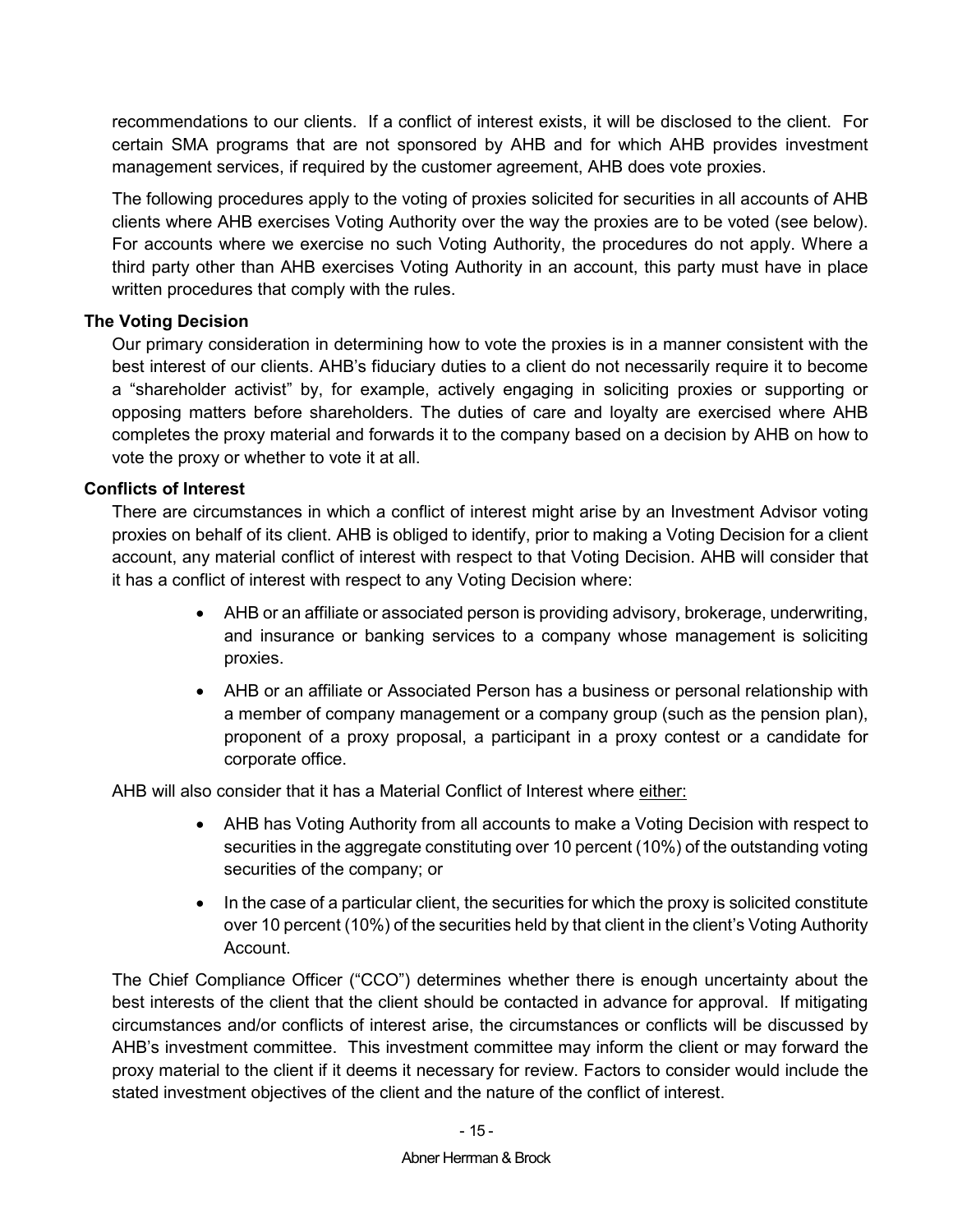recommendations to our clients. If a conflict of interest exists, it will be disclosed to the client. For certain SMA programs that are not sponsored by AHB and for which AHB provides investment management services, if required by the customer agreement, AHB does vote proxies.

The following procedures apply to the voting of proxies solicited for securities in all accounts of AHB clients where AHB exercises Voting Authority over the way the proxies are to be voted (see below). For accounts where we exercise no such Voting Authority, the procedures do not apply. Where a third party other than AHB exercises Voting Authority in an account, this party must have in place written procedures that comply with the rules.

**The Voting Decision**

Our primary consideration in determining how to vote the proxies is in a manner consistent with the best interest of our clients. AHB's fiduciary duties to a client do not necessarily require it to become a "shareholder activist" by, for example, actively engaging in soliciting proxies or supporting or opposing matters before shareholders. The duties of care and loyalty are exercised where AHB completes the proxy material and forwards it to the company based on a decision by AHB on how to vote the proxy or whether to vote it at all.

**Conflicts of Interest**

There are circumstances in which a conflict of interest might arise by an Investment Advisor voting proxies on behalf of its client. AHB is obliged to identify, prior to making a Voting Decision for a client account, any material conflict of interest with respect to that Voting Decision. AHB will consider that it has a conflict of interest with respect to any Voting Decision where:

- AHB or an affiliate or associated person is providing advisory, brokerage, underwriting, and insurance or banking services to a company whose management is soliciting proxies.
- AHB or an affiliate or Associated Person has a business or personal relationship with a member of company management or a company group (such as the pension plan), proponent of a proxy proposal, a participant in a proxy contest or a candidate for corporate office.

AHB will also consider that it has a Material Conflict of Interest where either:

- AHB has Voting Authority from all accounts to make a Voting Decision with respect to securities in the aggregate constituting over 10 percent (10%) of the outstanding voting securities of the company; or
- In the case of a particular client, the securities for which the proxy is solicited constitute over 10 percent (10%) of the securities held by that client in the client's Voting Authority Account.

The Chief Compliance Officer ("CCO") determines whether there is enough uncertainty about the best interests of the client that the client should be contacted in advance for approval. If mitigating circumstances and/or conflicts of interest arise, the circumstances or conflicts will be discussed by AHB's investment committee. This investment committee may inform the client or may forward the proxy material to the client if it deems it necessary for review. Factors to consider would include the stated investment objectives of the client and the nature of the conflict of interest.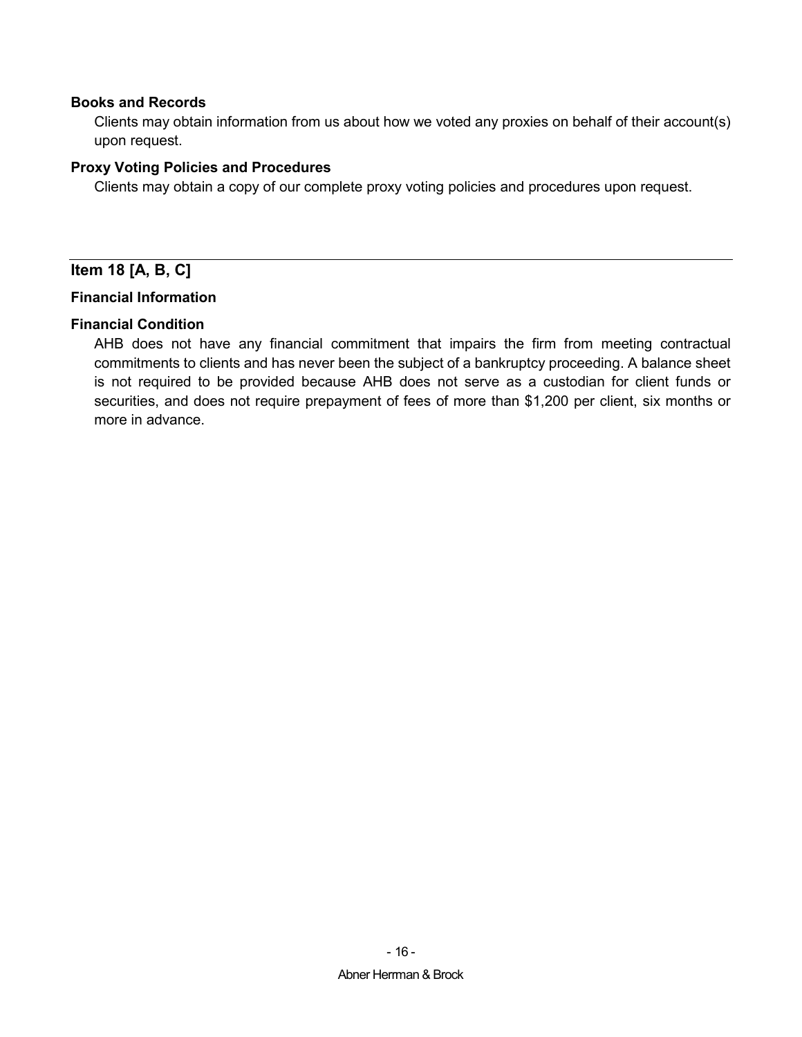**Books and Records**

Clients may obtain information from us about how we voted any proxies on behalf of their account(s) upon request.

**Proxy Voting Policies and Procedures**

Clients may obtain a copy of our complete proxy voting policies and procedures upon request.

## Item 18 [A, B, C]

**Financial Information**

**Financial Condition**

AHB does not have any financial commitment that impairs the firm from meeting contractual commitments to clients and has never been the subject of a bankruptcy proceeding. A balance sheet is not required to be provided because AHB does not serve as a custodian for client funds or securities, and does not require prepayment of fees of more than $1,200 per client, six months or more in advance.